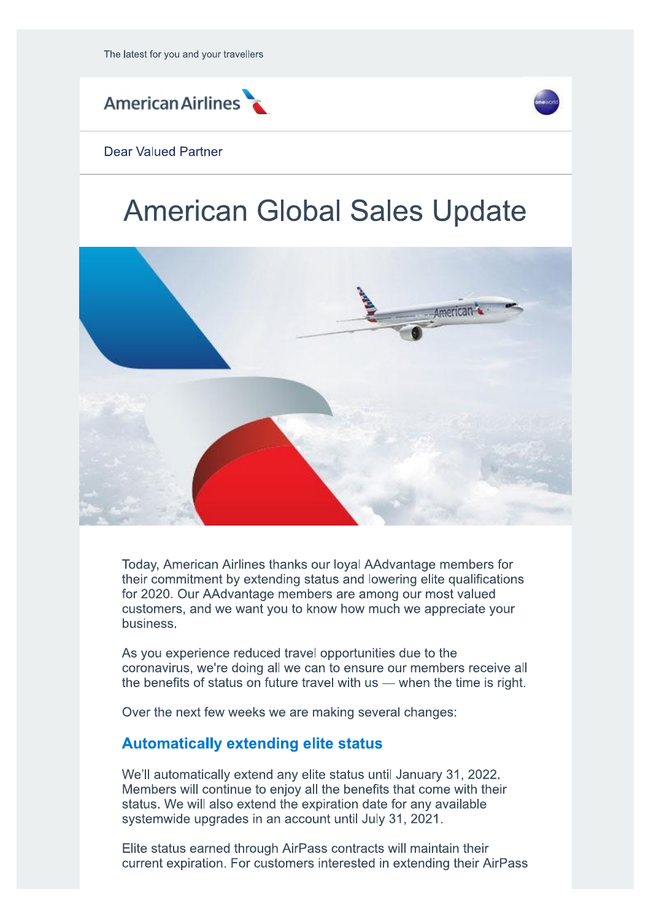The latest for you and your travellers

American Airlines

Dear Valued Partner

# American Global Sales Update

Today, American Airlines thanks our loyal AAdvantage members for their commitment by extending status and lowering elite qualifications for 2020. Our AAdvantage members are among our most valued customers, and we want you to know how much we appreciate your business.

As you experience reduced travel opportunities due to the coronavirus, we're doing all we can to ensure our members receive all the benefits of status on future travel with us — when the time is right.

Over the next few weeks we are making several changes:

## Automatically extending elite status

We'll automatically extend any elite status until January 31, 2022. Members will continue to enjoy all the benefits that come with their status. We will also extend the expiration date for any available systemwide upgrades in an account until July 31, 2021.

Elite status earned through AirPass contracts will maintain their current expiration. For customers interested in extending their AirPass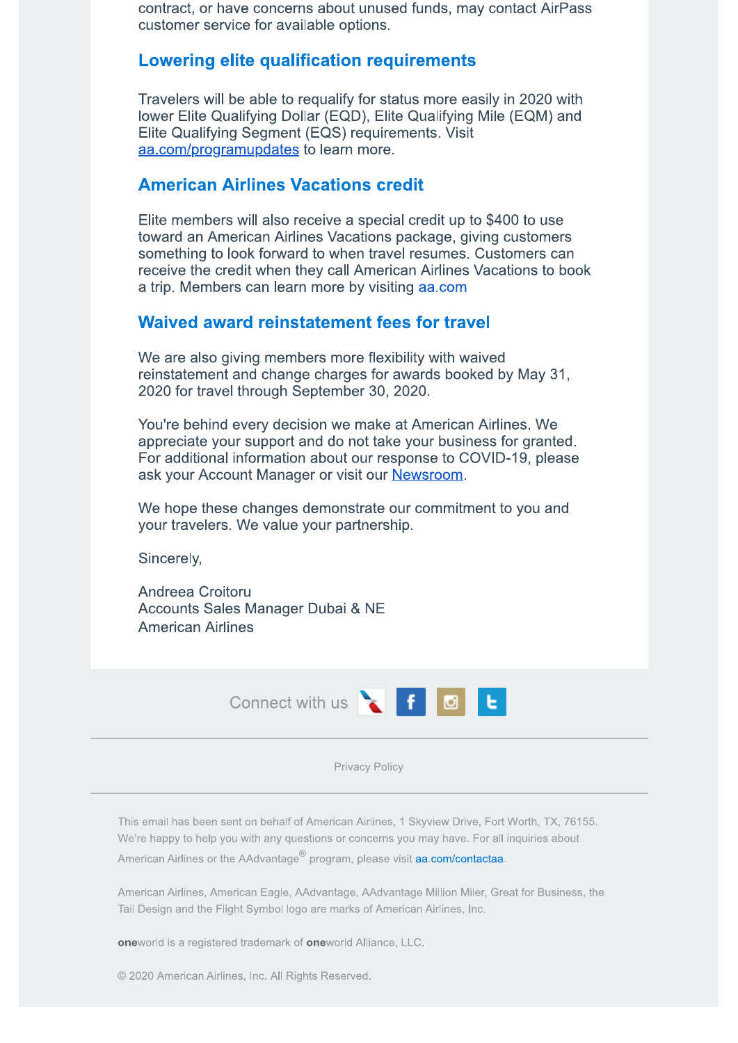contract, or have concerns about unused funds, may contact AirPass customer service for available options.

## Lowering elite qualification requirements

Travelers will be able to requalify for status more easily in 2020 with lower Elite Qualifying Dollar (EQD), Elite Qualifying Mile (EQM) and Elite Qualifying Segment (EQS) requirements. Visit [aa.com/programupdates](aa.com/programupdates) to learn more.

## American Airlines Vacations credit

Elite members will also receive a special credit up to $400 to use toward an American Airlines Vacations package, giving customers something to look forward to when travel resumes. Customers can receive the credit when they call American Airlines Vacations to book a trip. Members can learn more by visiting aa.com

## Waived award reinstatement fees for travel

We are also giving members more flexibility with waived reinstatement and change charges for awards booked by May 31, 2020 for travel through September 30, 2020.

You're behind every decision we make at American Airlines. We appreciate your support and do not take your business for granted. For additional information about our response to COVID-19, please ask your Account Manager or visit our Newsroom.

We hope these changes demonstrate our commitment to you and your travelers. We value your partnership.

Sincerely,

Andreea Croitoru
Accounts Sales Manager Dubai & NE
American Airlines

Connect with us

Privacy Policy

This email has been sent on behalf of American Airlines, 1 Skyview Drive, Fort Worth, TX, 76155. We're happy to help you with any questions or concerns you may have. For all inquiries about American Airlines or the AAdvantage® program, please visit aa.com/contactaa.

American Airlines, American Eagle, AAdvantage, AAdvantage Million Miler, Great for Business, the Tail Design and the Flight Symbol logo are marks of American Airlines, Inc.

**one**world is a registered trademark of **one**world Alliance, LLC.

© 2020 American Airlines, Inc. All Rights Reserved.